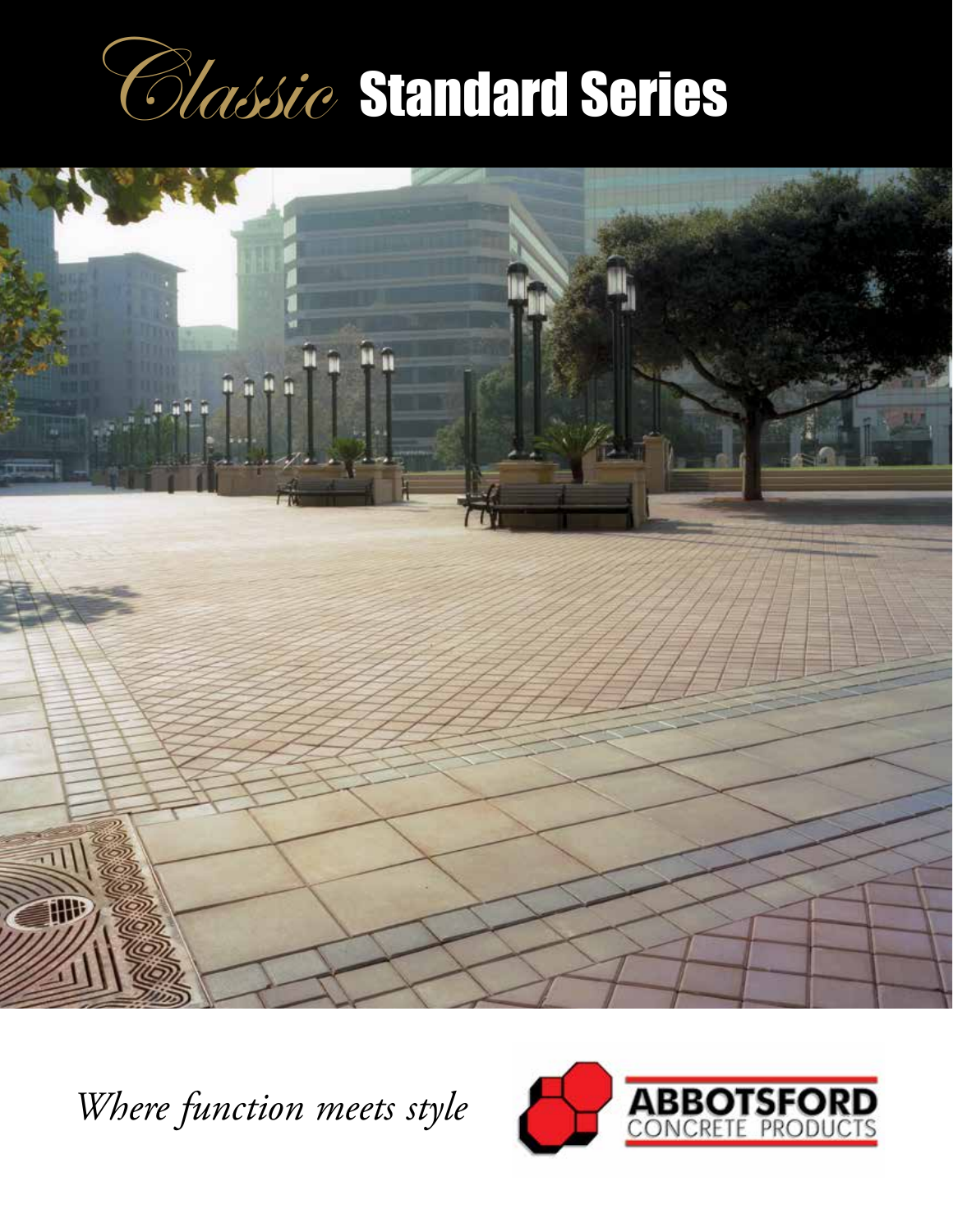# *Classic* Standard Series

*Where function meets style*

ABBOTSFORD CONCRETE PRODUCTS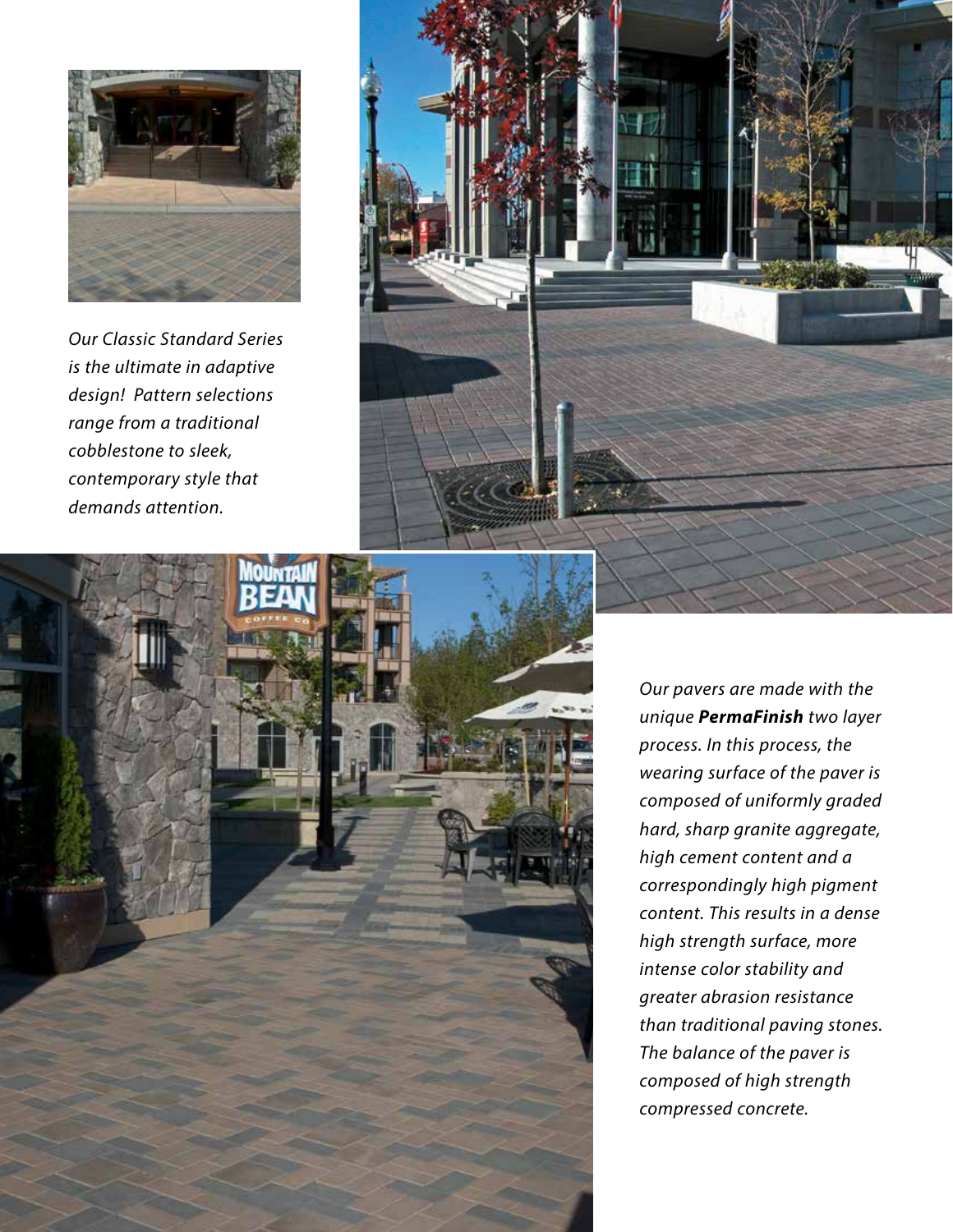*Our Classic Standard Series is the ultimate in adaptive design! Pattern selections range from a traditional cobblestone to sleek, contemporary style that demands attention.*

*Our pavers are made with the unique* ***PermaFinish*** *two layer process. In this process, the wearing surface of the paver is composed of uniformly graded hard, sharp granite aggregate, high cement content and a correspondingly high pigment content. This results in a dense high strength surface, more intense color stability and greater abrasion resistance than traditional paving stones. The balance of the paver is composed of high strength compressed concrete.*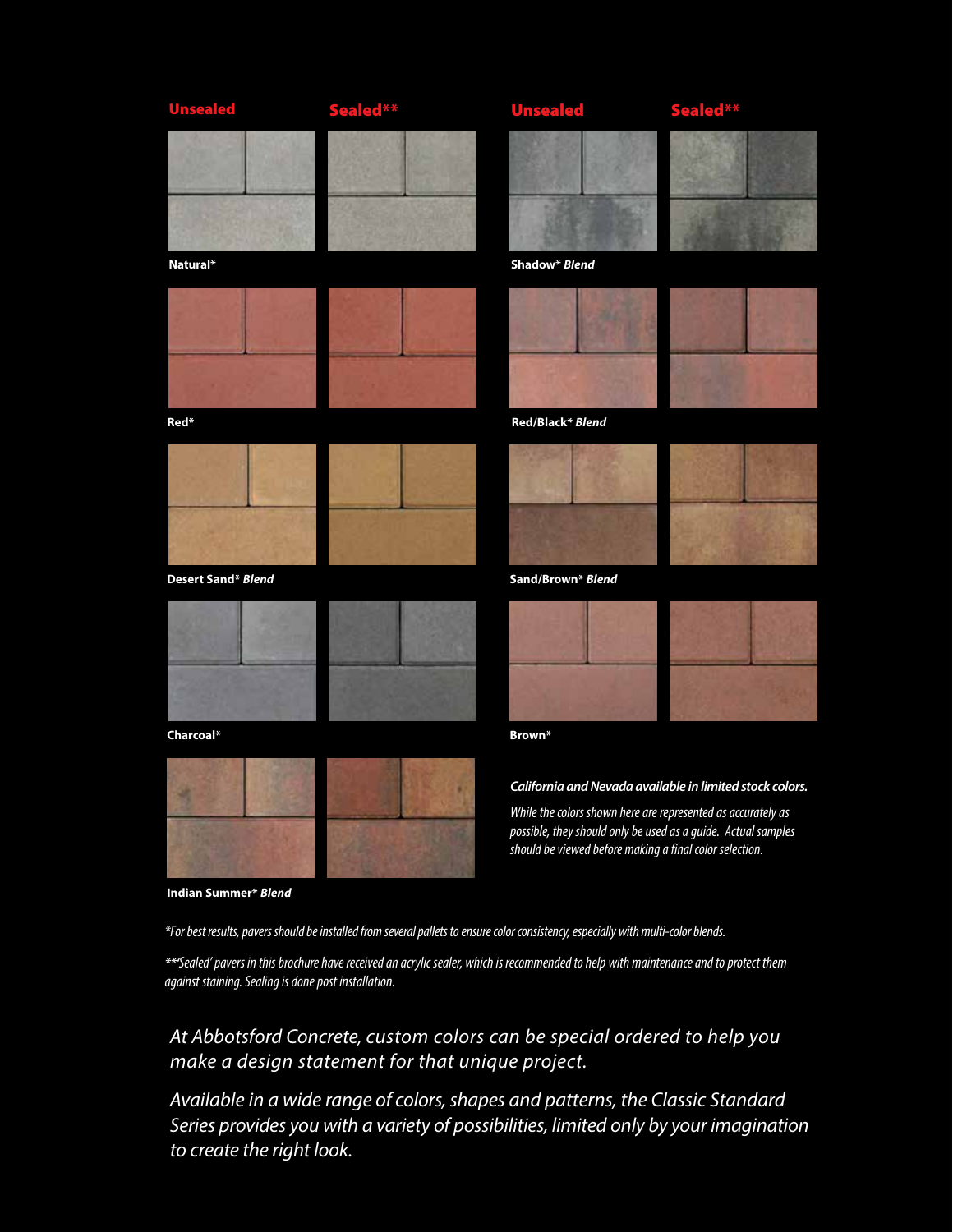**Unseded** | **Sealed****

**Unsealed** | **Sealed****

**Natural***

**Shadow*** ***Blend***

**Red***

**Red/Black*** ***Blend***

**Desert Sand*** ***Blend***

**Sand/Brown*** ***Blend***

**Charcoal***

**Brown***

**Indian Summer*** ***Blend***

***California and Nevada available in limited stock colors.***

*While the colors shown here are represented as accurately as possible, they should only be used as a guide. Actual samples should be viewed before making a final color selection.*

**For best results, pavers should be installed from several pallets to ensure color consistency, especially with multi-color blends.*

***'Sealed' pavers in this brochure have received an acrylic sealer, which is recommended to help with maintenance and to protect them against staining. Sealing is done post installation.*

*At Abbotsford Concrete, custom colors can be special ordered to help you make a design statement for that unique project.*

*Available in a wide range of colors, shapes and patterns, the Classic Standard Series provides you with a variety of possibilities, limited only by your imagination to create the right look.*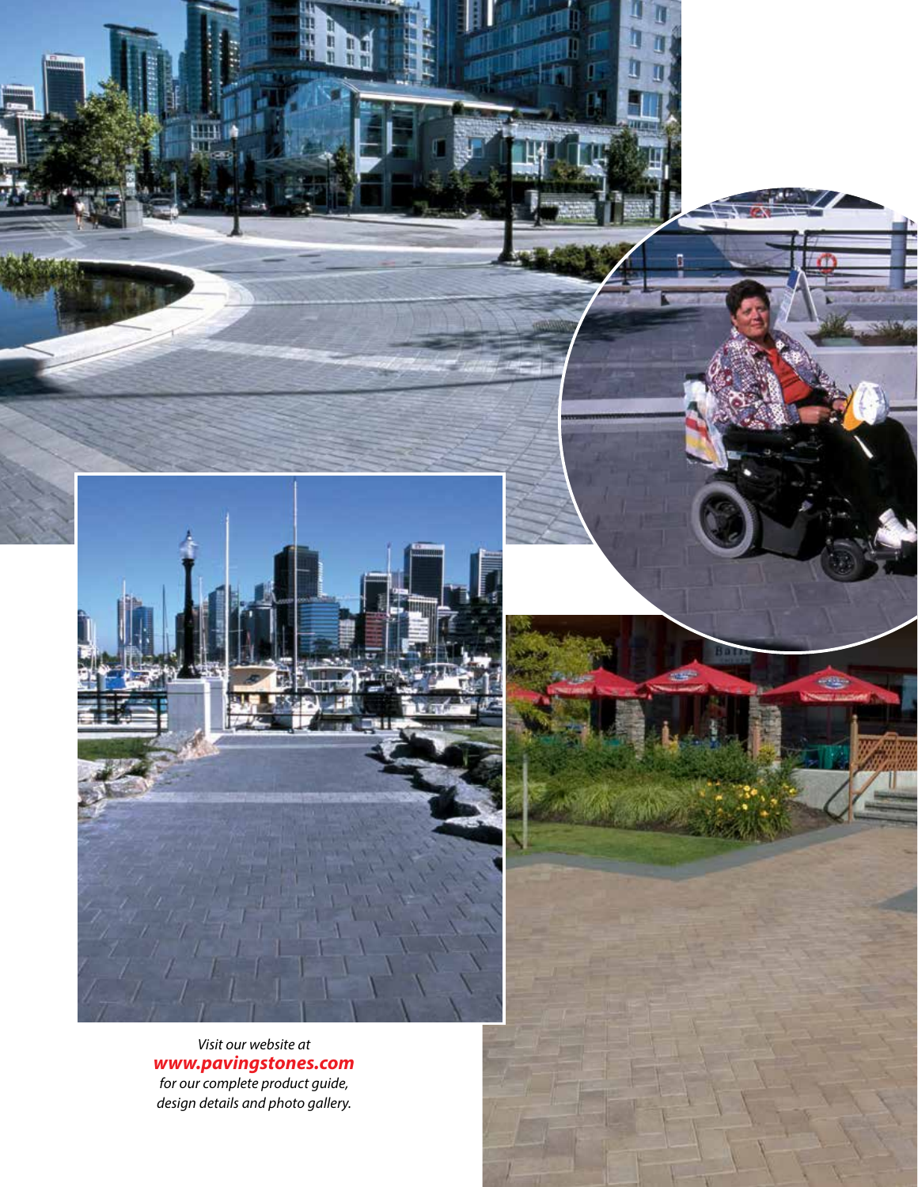*Visit our website at*
***www.pavingstones.com***
*for our complete product guide, design details and photo gallery.*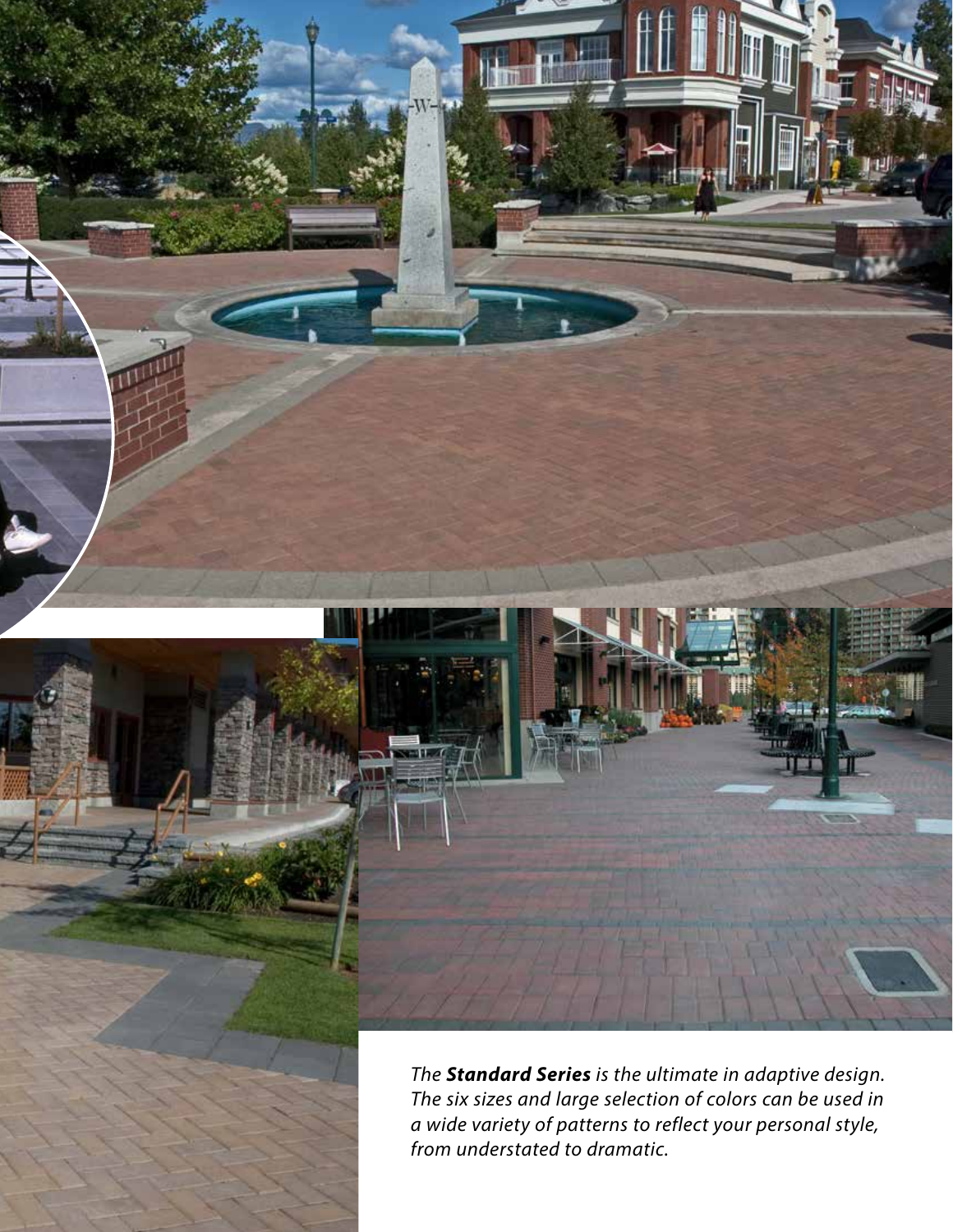*The **Standard Series** is the ultimate in adaptive design. The six sizes and large selection of colors can be used in a wide variety of patterns to reflect your personal style, from understated to dramatic.*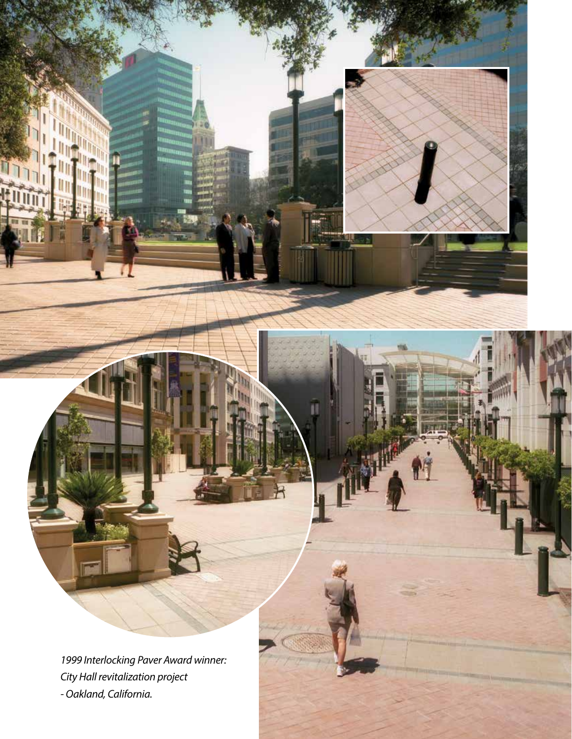*1999 Interlocking Paver Award winner: City Hall revitalization project - Oakland, California.*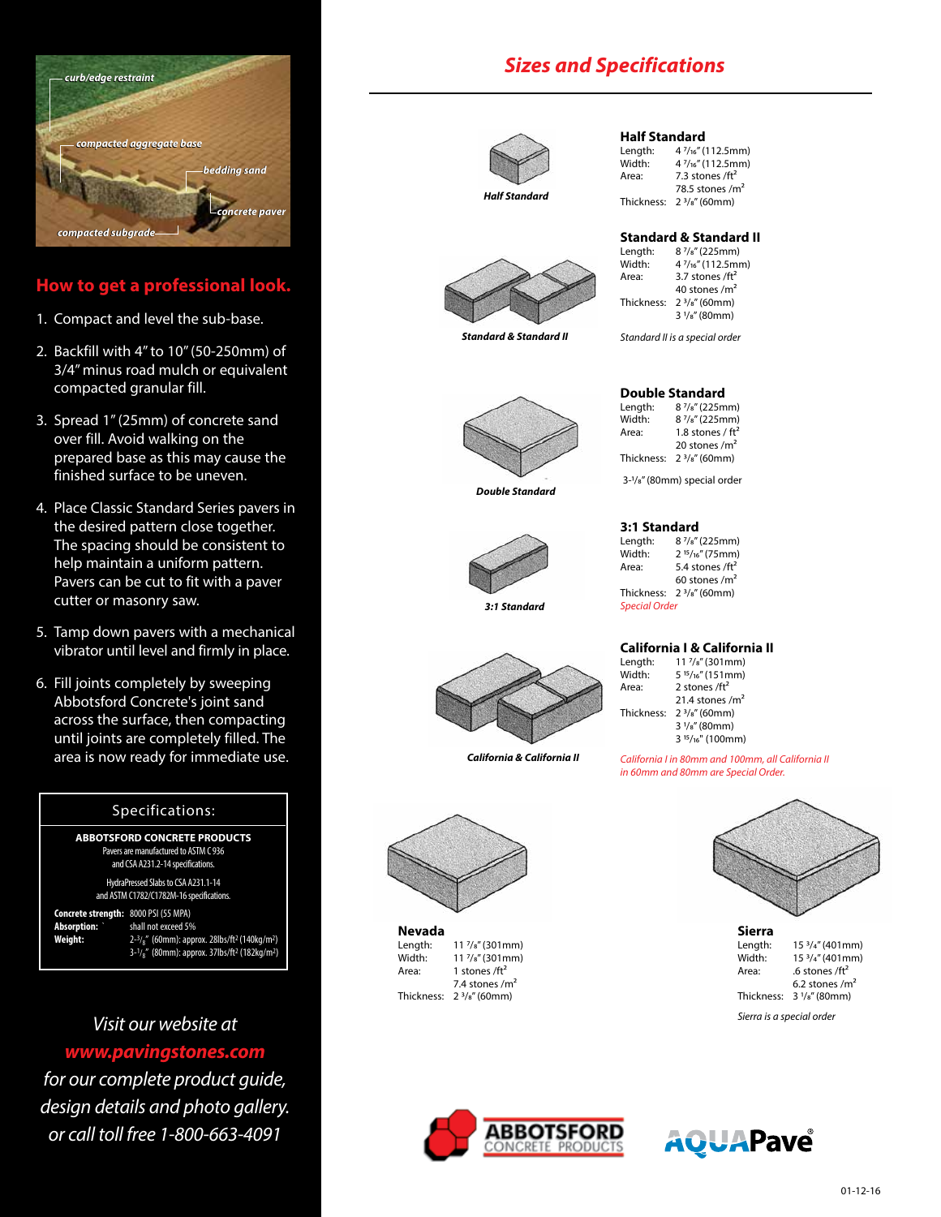curb/edge restraint

compacted aggregate base

bedding sand

concrete paver

compacted subgrade

## How to get a professional look.

1. Compact and level the sub-base.
2. Backfill with 4" to 10" (50-250mm) of 3/4" minus road mulch or equivalent compacted granular fill.
3. Spread 1" (25mm) of concrete sand over fill. Avoid walking on the prepared base as this may cause the finished surface to be uneven.
4. Place Classic Standard Series pavers in the desired pattern close together. The spacing should be consistent to help maintain a uniform pattern. Pavers can be cut to fit with a paver cutter or masonry saw.
5. Tamp down pavers with a mechanical vibrator until level and firmly in place.
6. Fill joints completely by sweeping Abbotsford Concrete's joint sand across the surface, then compacting until joints are completely filled. The area is now ready for immediate use.

### Specifications:

**ABBOTSFORD CONCRETE PRODUCTS**

Pavers are manufactured to ASTM C 936 and CSA A231.2-14 specifications.

HydraPressed Slabs to CSA A231.1-14 and ASTM C1782/C1782M-16 specifications.

| | |
|---|---|
| **Concrete strength:** | 8000 PSI (55 MPA) |
| **Absorption:** | shall not exceed 5% |
| **Weight:** | 2-3/8" (60mm): approx. 28lbs/ft² (140kg/m²)<br>3-1/8" (80mm): approx. 37lbs/ft² (182kg/m²) |

*Visit our website at*
***www.pavingstones.com***
*for our complete product guide, design details and photo gallery. or call toll free 1-800-663-4091*

## Sizes and Specifications

*Half Standard*

### Half Standard

Length: 4 7/16" (112.5mm)
Width: 4 7/16" (112.5mm)
Area: 7.3 stones /ft²
78.5 stones /m²
Thickness: 2 3/8" (60mm)

*Standard & Standard II*

### Standard & Standard II

Length: 8 7/8" (225mm)
Width: 4 7/16" (112.5mm)
Area: 3.7 stones /ft²
40 stones /m²
Thickness: 2 3/8" (60mm)
3 1/8" (80mm)

*Standard II is a special order*

*Double Standard*

### Double Standard

Length: 8 7/8" (225mm)
Width: 8 7/8" (225mm)
Area: 1.8 stones / ft²
20 stones /m²
Thickness: 2 3/8" (60mm)

3-1/8" (80mm) special order

*3:1 Standard*

### 3:1 Standard

Length: 8 7/8" (225mm)
Width: 2 15/16" (75mm)
Area: 5.4 stones /ft²
60 stones /m²
Thickness: 2 3/8" (60mm)

*Special Order*

*California & California II*

### California I & California II

Length: 11 7/8" (301mm)
Width: 5 15/16" (151mm)
Area: 2 stones /ft²
21.4 stones /m²
Thickness: 2 3/8" (60mm)
3 1/8" (80mm)
3 15/16" (100mm)

*California I in 80mm and 100mm, all California II in 60mm and 80mm are Special Order.*

### Nevada

Length: 11 7/8" (301mm)
Width: 11 7/8" (301mm)
Area: 1 stones /ft²
7.4 stones /m²
Thickness: 2 3/8" (60mm)

### Sierra

Length: 15 3/4" (401mm)
Width: 15 3/4" (401mm)
Area: .6 stones /ft²
6.2 stones /m²
Thickness: 3 1/8" (80mm)

*Sierra is a special order*

ABBOTSFORD CONCRETE PRODUCTS

AQUAPave®

01-12-16